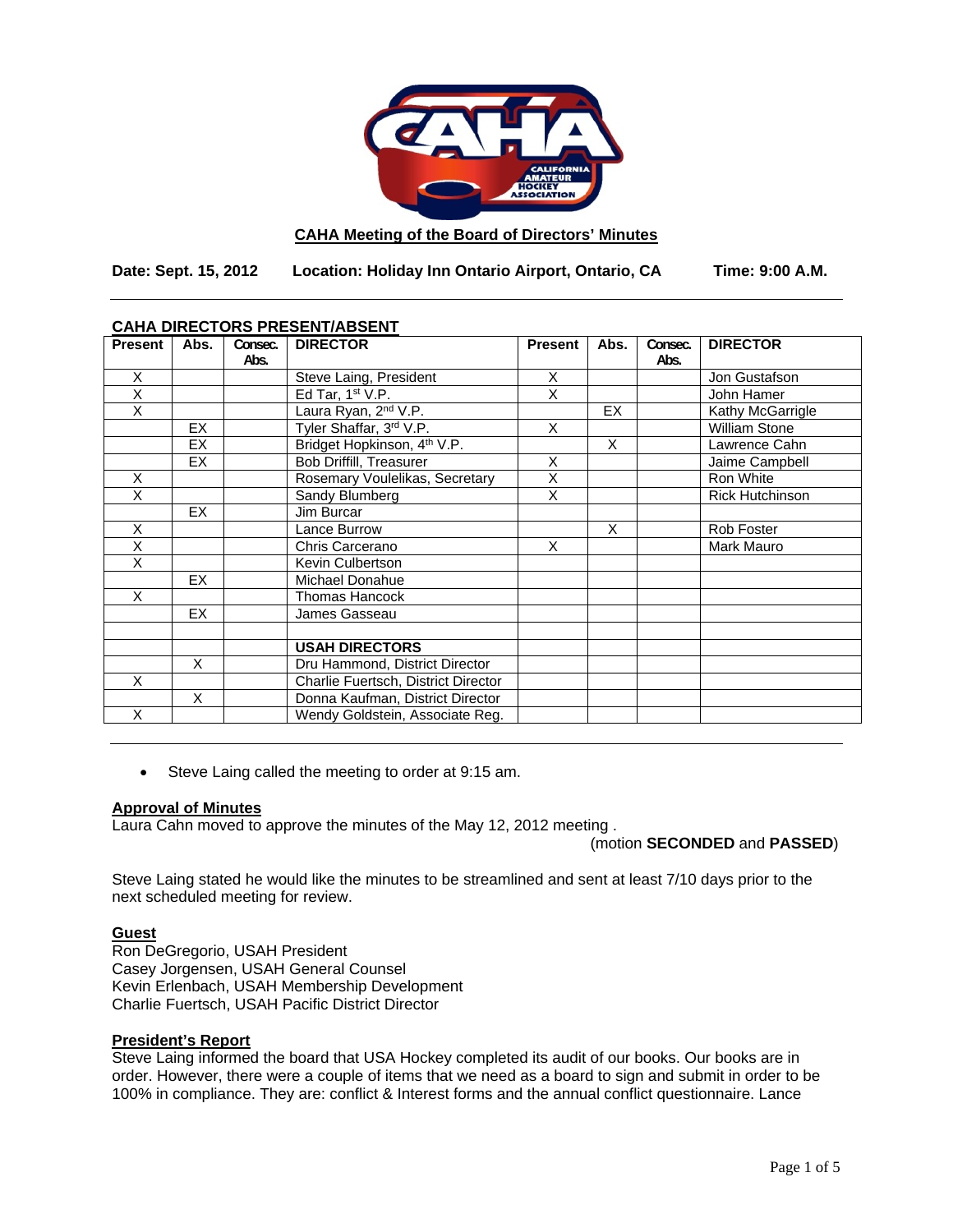**CAHA Meeting of the Board of Directors' Minutes**

**Date: Sept. 15, 2012 Location: Holiday Inn Ontario Airport, Ontario, CA Time: 9:00 A.M.**

**CAHA DIRECTORS PRESENT/ABSENT**

| Present | Abs. | Consec. Abs. | DIRECTOR | Present | Abs. | Consec. Abs. | DIRECTOR |
|---|---|---|---|---|---|---|---|
| X | | | Steve Laing, President | X | | | Jon Gustafson |
| X | | | Ed Tar, 1st V.P. | X | | | John Hamer |
| X | | | Laura Ryan, 2nd V.P. | | EX | | Kathy McGarrigle |
| | EX | | Tyler Shaffar, 3rd V.P. | X | | | William Stone |
| | EX | | Bridget Hopkinson, 4th V.P. | | X | | Lawrence Cahn |
| | EX | | Bob Driffill, Treasurer | X | | | Jaime Campbell |
| X | | | Rosemary Voulelikas, Secretary | X | | | Ron White |
| X | | | Sandy Blumberg | X | | | Rick Hutchinson |
| | EX | | Jim Burcar | | | | |
| X | | | Lance Burrow | | X | | Rob Foster |
| X | | | Chris Carcerano | X | | | Mark Mauro |
| X | | | Kevin Culbertson | | | | |
| | EX | | Michael Donahue | | | | |
| X | | | Thomas Hancock | | | | |
| | EX | | James Gasseau | | | | |
| | | | | | | | |
| | | | **USAH DIRECTORS** | | | | |
| | X | | Dru Hammond, District Director | | | | |
| X | | | Charlie Fuertsch, District Director | | | | |
| | X | | Donna Kaufman, District Director | | | | |
| X | | | Wendy Goldstein, Associate Reg. | | | | |

- Steve Laing called the meeting to order at 9:15 am.

**Approval of Minutes**

Laura Cahn moved to approve the minutes of the May 12, 2012 meeting .

(motion **SECONDED** and **PASSED**)

Steve Laing stated he would like the minutes to be streamlined and sent at least 7/10 days prior to the next scheduled meeting for review.

**Guest**

Ron DeGregorio, USAH President
Casey Jorgensen, USAH General Counsel
Kevin Erlenbach, USAH Membership Development
Charlie Fuertsch, USAH Pacific District Director

**President's Report**

Steve Laing informed the board that USA Hockey completed its audit of our books. Our books are in order. However, there were a couple of items that we need as a board to sign and submit in order to be 100% in compliance. They are: conflict & Interest forms and the annual conflict questionnaire. Lance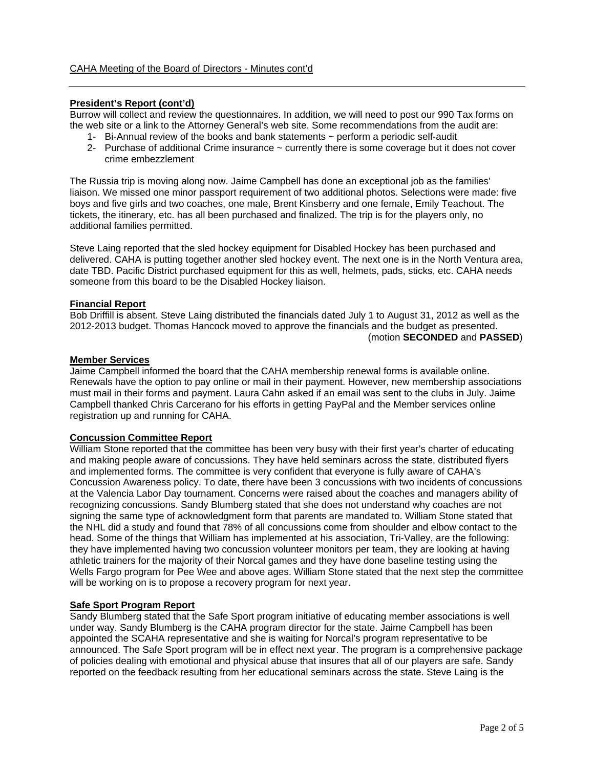## President's Report (cont'd)

Burrow will collect and review the questionnaires. In addition, we will need to post our 990 Tax forms on the web site or a link to the Attorney General's web site. Some recommendations from the audit are:

1- Bi-Annual review of the books and bank statements ~ perform a periodic self-audit
2- Purchase of additional Crime insurance ~ currently there is some coverage but it does not cover crime embezzlement

The Russia trip is moving along now. Jaime Campbell has done an exceptional job as the families' liaison. We missed one minor passport requirement of two additional photos. Selections were made: five boys and five girls and two coaches, one male, Brent Kinsberry and one female, Emily Teachout. The tickets, the itinerary, etc. has all been purchased and finalized. The trip is for the players only, no additional families permitted.

Steve Laing reported that the sled hockey equipment for Disabled Hockey has been purchased and delivered. CAHA is putting together another sled hockey event. The next one is in the North Ventura area, date TBD. Pacific District purchased equipment for this as well, helmets, pads, sticks, etc. CAHA needs someone from this board to be the Disabled Hockey liaison.

## Financial Report

Bob Driffill is absent. Steve Laing distributed the financials dated July 1 to August 31, 2012 as well as the 2012-2013 budget. Thomas Hancock moved to approve the financials and the budget as presented.

(motion **SECONDED** and **PASSED**)

## Member Services

Jaime Campbell informed the board that the CAHA membership renewal forms is available online. Renewals have the option to pay online or mail in their payment. However, new membership associations must mail in their forms and payment. Laura Cahn asked if an email was sent to the clubs in July. Jaime Campbell thanked Chris Carcerano for his efforts in getting PayPal and the Member services online registration up and running for CAHA.

## Concussion Committee Report

William Stone reported that the committee has been very busy with their first year's charter of educating and making people aware of concussions. They have held seminars across the state, distributed flyers and implemented forms. The committee is very confident that everyone is fully aware of CAHA's Concussion Awareness policy. To date, there have been 3 concussions with two incidents of concussions at the Valencia Labor Day tournament. Concerns were raised about the coaches and managers ability of recognizing concussions. Sandy Blumberg stated that she does not understand why coaches are not signing the same type of acknowledgment form that parents are mandated to. William Stone stated that the NHL did a study and found that 78% of all concussions come from shoulder and elbow contact to the head. Some of the things that William has implemented at his association, Tri-Valley, are the following: they have implemented having two concussion volunteer monitors per team, they are looking at having athletic trainers for the majority of their Norcal games and they have done baseline testing using the Wells Fargo program for Pee Wee and above ages. William Stone stated that the next step the committee will be working on is to propose a recovery program for next year.

## Safe Sport Program Report

Sandy Blumberg stated that the Safe Sport program initiative of educating member associations is well under way. Sandy Blumberg is the CAHA program director for the state. Jaime Campbell has been appointed the SCAHA representative and she is waiting for Norcal's program representative to be announced. The Safe Sport program will be in effect next year. The program is a comprehensive package of policies dealing with emotional and physical abuse that insures that all of our players are safe. Sandy reported on the feedback resulting from her educational seminars across the state. Steve Laing is the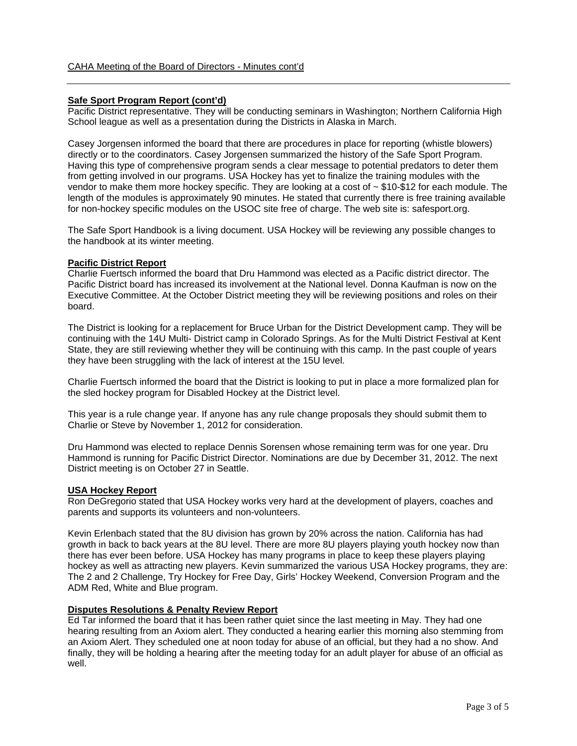#### Safe Sport Program Report (cont'd)

Pacific District representative. They will be conducting seminars in Washington; Northern California High School league as well as a presentation during the Districts in Alaska in March.

Casey Jorgensen informed the board that there are procedures in place for reporting (whistle blowers) directly or to the coordinators. Casey Jorgensen summarized the history of the Safe Sport Program. Having this type of comprehensive program sends a clear message to potential predators to deter them from getting involved in our programs. USA Hockey has yet to finalize the training modules with the vendor to make them more hockey specific. They are looking at a cost of ~ $10-$12 for each module. The length of the modules is approximately 90 minutes. He stated that currently there is free training available for non-hockey specific modules on the USOC site free of charge. The web site is: safesport.org.

The Safe Sport Handbook is a living document. USA Hockey will be reviewing any possible changes to the handbook at its winter meeting.

#### Pacific District Report

Charlie Fuertsch informed the board that Dru Hammond was elected as a Pacific district director. The Pacific District board has increased its involvement at the National level. Donna Kaufman is now on the Executive Committee. At the October District meeting they will be reviewing positions and roles on their board.

The District is looking for a replacement for Bruce Urban for the District Development camp. They will be continuing with the 14U Multi- District camp in Colorado Springs. As for the Multi District Festival at Kent State, they are still reviewing whether they will be continuing with this camp. In the past couple of years they have been struggling with the lack of interest at the 15U level.

Charlie Fuertsch informed the board that the District is looking to put in place a more formalized plan for the sled hockey program for Disabled Hockey at the District level.

This year is a rule change year. If anyone has any rule change proposals they should submit them to Charlie or Steve by November 1, 2012 for consideration.

Dru Hammond was elected to replace Dennis Sorensen whose remaining term was for one year. Dru Hammond is running for Pacific District Director. Nominations are due by December 31, 2012. The next District meeting is on October 27 in Seattle.

#### USA Hockey Report

Ron DeGregorio stated that USA Hockey works very hard at the development of players, coaches and parents and supports its volunteers and non-volunteers.

Kevin Erlenbach stated that the 8U division has grown by 20% across the nation. California has had growth in back to back years at the 8U level. There are more 8U players playing youth hockey now than there has ever been before. USA Hockey has many programs in place to keep these players playing hockey as well as attracting new players. Kevin summarized the various USA Hockey programs, they are: The 2 and 2 Challenge, Try Hockey for Free Day, Girls' Hockey Weekend, Conversion Program and the ADM Red, White and Blue program.

#### Disputes Resolutions & Penalty Review Report

Ed Tar informed the board that it has been rather quiet since the last meeting in May. They had one hearing resulting from an Axiom alert. They conducted a hearing earlier this morning also stemming from an Axiom Alert. They scheduled one at noon today for abuse of an official, but they had a no show. And finally, they will be holding a hearing after the meeting today for an adult player for abuse of an official as well.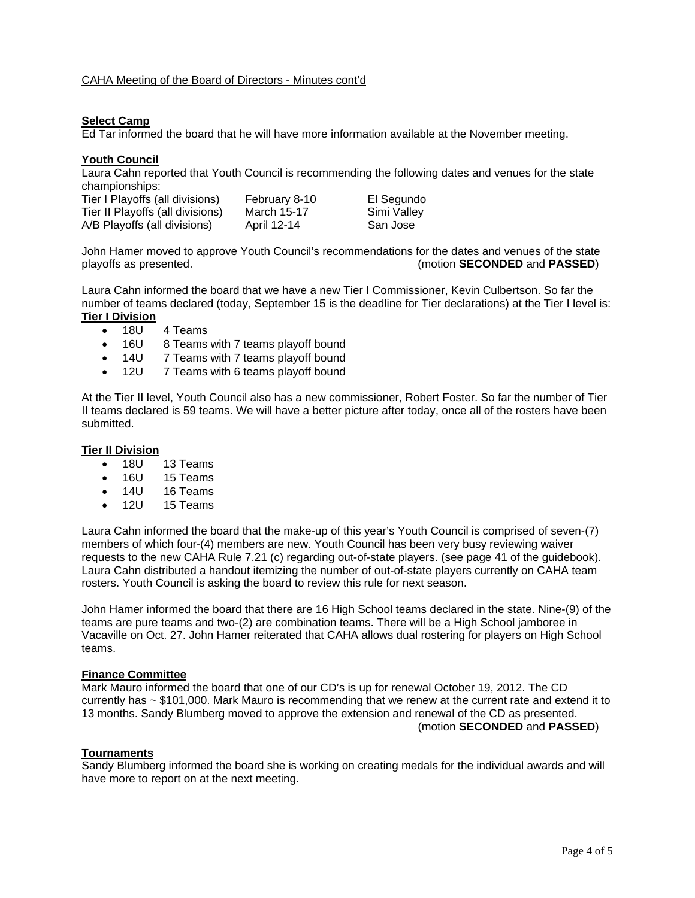## Select Camp

Ed Tar informed the board that he will have more information available at the November meeting.

## Youth Council

Laura Cahn reported that Youth Council is recommending the following dates and venues for the state championships:

| | | |
|---|---|---|
| Tier I Playoffs (all divisions) | February 8-10 | El Segundo |
| Tier II Playoffs (all divisions) | March 15-17 | Simi Valley |
| A/B Playoffs (all divisions) | April 12-14 | San Jose |

John Hamer moved to approve Youth Council's recommendations for the dates and venues of the state playoffs as presented. (motion **SECONDED** and **PASSED**)

Laura Cahn informed the board that we have a new Tier I Commissioner, Kevin Culbertson. So far the number of teams declared (today, September 15 is the deadline for Tier declarations) at the Tier I level is:

**Tier I Division**

- 18U 4 Teams
- 16U 8 Teams with 7 teams playoff bound
- 14U 7 Teams with 7 teams playoff bound
- 12U 7 Teams with 6 teams playoff bound

At the Tier II level, Youth Council also has a new commissioner, Robert Foster. So far the number of Tier II teams declared is 59 teams. We will have a better picture after today, once all of the rosters have been submitted.

**Tier II Division**

- 18U 13 Teams
- 16U 15 Teams
- 14U 16 Teams
- 12U 15 Teams

Laura Cahn informed the board that the make-up of this year's Youth Council is comprised of seven-(7) members of which four-(4) members are new. Youth Council has been very busy reviewing waiver requests to the new CAHA Rule 7.21 (c) regarding out-of-state players. (see page 41 of the guidebook). Laura Cahn distributed a handout itemizing the number of out-of-state players currently on CAHA team rosters. Youth Council is asking the board to review this rule for next season.

John Hamer informed the board that there are 16 High School teams declared in the state. Nine-(9) of the teams are pure teams and two-(2) are combination teams. There will be a High School jamboree in Vacaville on Oct. 27. John Hamer reiterated that CAHA allows dual rostering for players on High School teams.

## Finance Committee

Mark Mauro informed the board that one of our CD's is up for renewal October 19, 2012. The CD currently has ~ $101,000. Mark Mauro is recommending that we renew at the current rate and extend it to 13 months. Sandy Blumberg moved to approve the extension and renewal of the CD as presented. (motion **SECONDED** and **PASSED**)

## Tournaments

Sandy Blumberg informed the board she is working on creating medals for the individual awards and will have more to report on at the next meeting.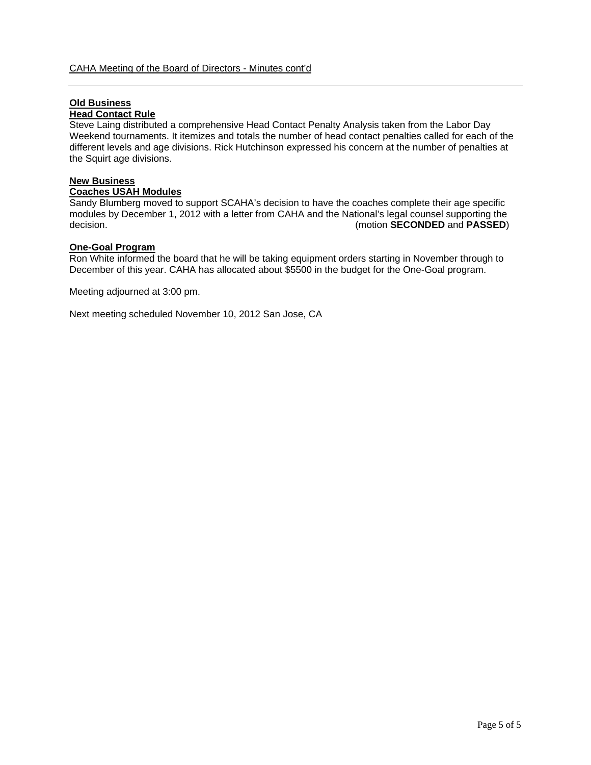## Old Business

### Head Contact Rule

Steve Laing distributed a comprehensive Head Contact Penalty Analysis taken from the Labor Day Weekend tournaments. It itemizes and totals the number of head contact penalties called for each of the different levels and age divisions. Rick Hutchinson expressed his concern at the number of penalties at the Squirt age divisions.

## New Business

### Coaches USAH Modules

Sandy Blumberg moved to support SCAHA's decision to have the coaches complete their age specific modules by December 1, 2012 with a letter from CAHA and the National's legal counsel supporting the decision. (motion **SECONDED** and **PASSED**)

### One-Goal Program

Ron White informed the board that he will be taking equipment orders starting in November through to December of this year. CAHA has allocated about $5500 in the budget for the One-Goal program.

Meeting adjourned at 3:00 pm.

Next meeting scheduled November 10, 2012 San Jose, CA